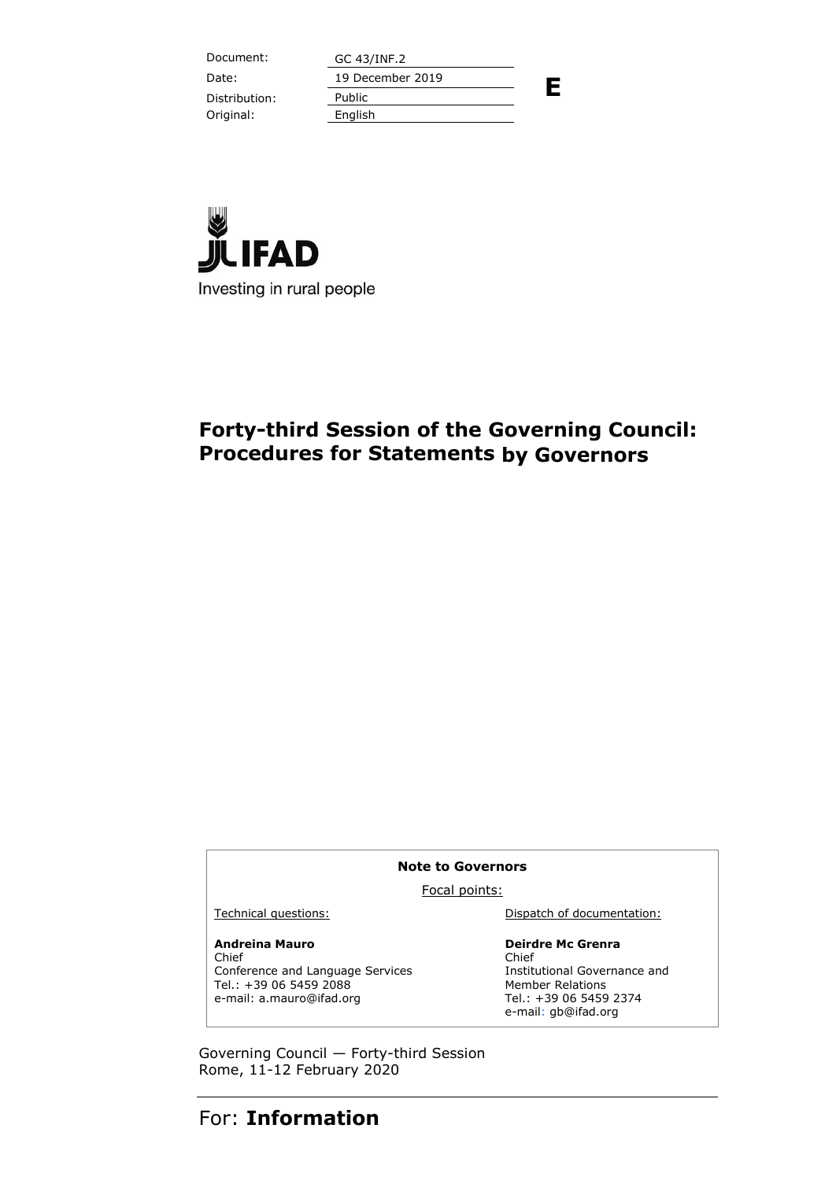| Document: | GC 43/INF.2 |
| --- | --- |
| Date: | 19 December 2019 |
| Distribution: | Public |
| Original: | English |

**E**

IFAD

Investing in rural people

# Forty-third Session of the Governing Council: Procedures for Statements by Governors

**Note to Governors**

Focal points:

| Technical questions: | Dispatch of documentation: |
| --- | --- |
| **Andreina Mauro**<br>Chief<br>Conference and Language Services<br>Tel.: +39 06 5459 2088<br>e-mail: a.mauro@ifad.org | **Deirdre Mc Grenra**<br>Chief<br>Institutional Governance and Member Relations<br>Tel.: +39 06 5459 2374<br>e-mail: gb@ifad.org |

Governing Council — Forty-third Session
Rome, 11-12 February 2020

For: **Information**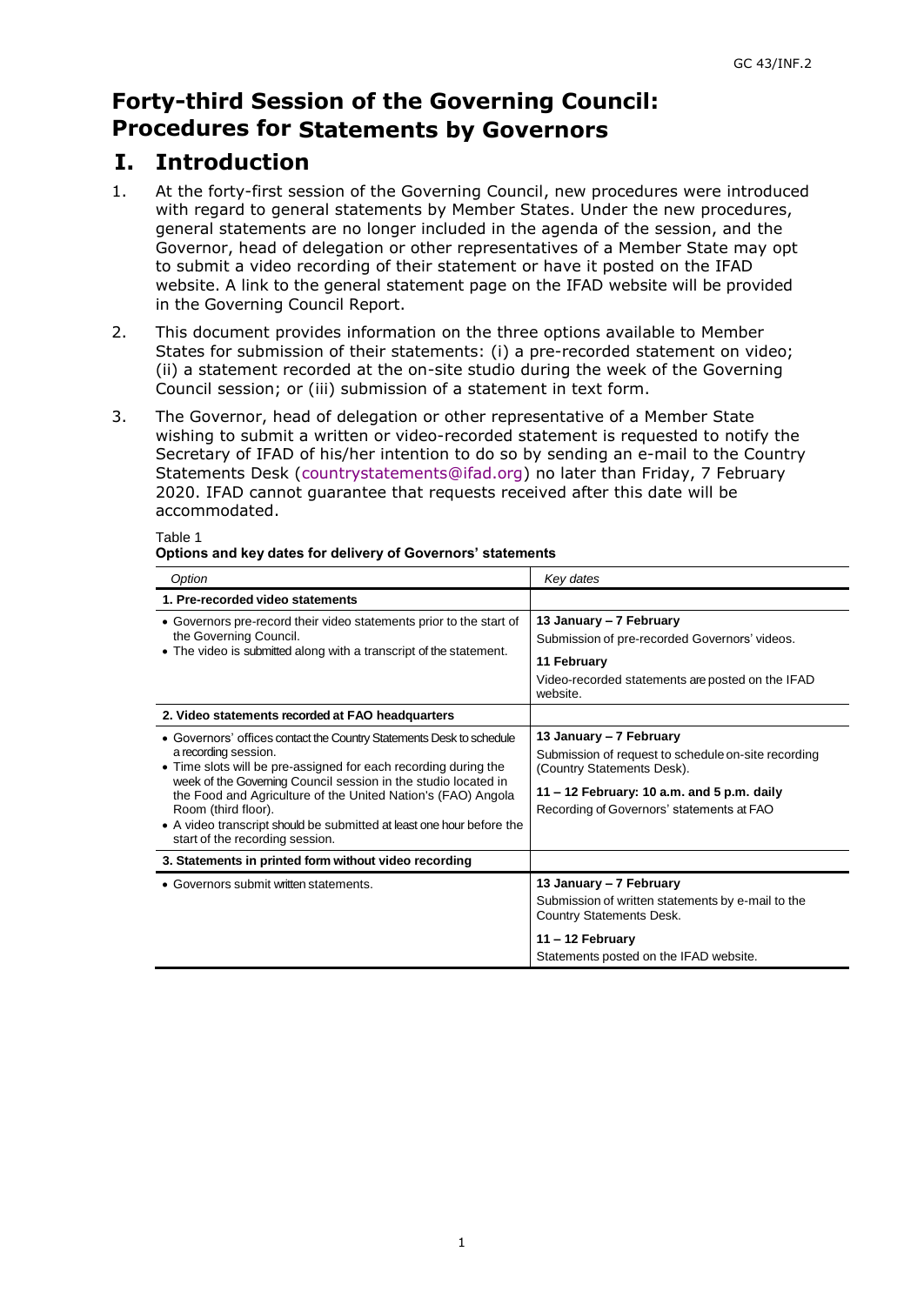# Forty-third Session of the Governing Council: Procedures for Statements by Governors

## I. Introduction

1. At the forty-first session of the Governing Council, new procedures were introduced with regard to general statements by Member States. Under the new procedures, general statements are no longer included in the agenda of the session, and the Governor, head of delegation or other representatives of a Member State may opt to submit a video recording of their statement or have it posted on the IFAD website. A link to the general statement page on the IFAD website will be provided in the Governing Council Report.

2. This document provides information on the three options available to Member States for submission of their statements: (i) a pre-recorded statement on video; (ii) a statement recorded at the on-site studio during the week of the Governing Council session; or (iii) submission of a statement in text form.

3. The Governor, head of delegation or other representative of a Member State wishing to submit a written or video-recorded statement is requested to notify the Secretary of IFAD of his/her intention to do so by sending an e-mail to the Country Statements Desk (countrystatements@ifad.org) no later than Friday, 7 February 2020. IFAD cannot guarantee that requests received after this date will be accommodated.

Table 1
**Options and key dates for delivery of Governors' statements**

| *Option* | *Key dates* |
| --- | --- |
| **1. Pre-recorded video statements** | |
| • Governors pre-record their video statements prior to the start of the Governing Council.<br>• The video is submitted along with a transcript of the statement. | **13 January – 7 February**<br>Submission of pre-recorded Governors' videos.<br>**11 February**<br>Video-recorded statements are posted on the IFAD website. |
| **2. Video statements recorded at FAO headquarters** | |
| • Governors' offices contact the Country Statements Desk to schedule a recording session.<br>• Time slots will be pre-assigned for each recording during the week of the Governing Council session in the studio located in the Food and Agriculture of the United Nation's (FAO) Angola Room (third floor).<br>• A video transcript should be submitted at least one hour before the start of the recording session. | **13 January – 7 February**<br>Submission of request to schedule on-site recording (Country Statements Desk).<br>**11 – 12 February: 10 a.m. and 5 p.m. daily**<br>Recording of Governors' statements at FAO |
| **3. Statements in printed form without video recording** | |
| • Governors submit written statements. | **13 January – 7 February**<br>Submission of written statements by e-mail to the Country Statements Desk.<br>**11 – 12 February**<br>Statements posted on the IFAD website. |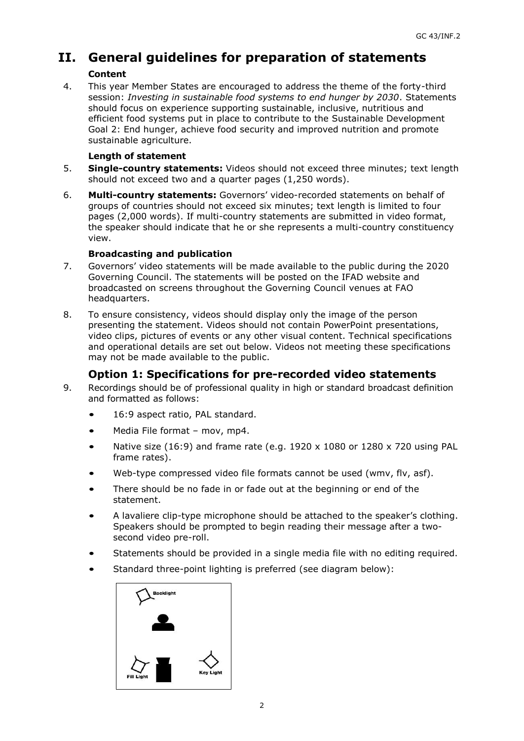# II. General guidelines for preparation of statements

### Content

4. This year Member States are encouraged to address the theme of the forty-third session: *Investing in sustainable food systems to end hunger by 2030*. Statements should focus on experience supporting sustainable, inclusive, nutritious and efficient food systems put in place to contribute to the Sustainable Development Goal 2: End hunger, achieve food security and improved nutrition and promote sustainable agriculture.

### Length of statement

5. **Single-country statements:** Videos should not exceed three minutes; text length should not exceed two and a quarter pages (1,250 words).

6. **Multi-country statements:** Governors' video-recorded statements on behalf of groups of countries should not exceed six minutes; text length is limited to four pages (2,000 words). If multi-country statements are submitted in video format, the speaker should indicate that he or she represents a multi-country constituency view.

### Broadcasting and publication

7. Governors' video statements will be made available to the public during the 2020 Governing Council. The statements will be posted on the IFAD website and broadcasted on screens throughout the Governing Council venues at FAO headquarters.

8. To ensure consistency, videos should display only the image of the person presenting the statement. Videos should not contain PowerPoint presentations, video clips, pictures of events or any other visual content. Technical specifications and operational details are set out below. Videos not meeting these specifications may not be made available to the public.

## Option 1: Specifications for pre-recorded video statements

9. Recordings should be of professional quality in high or standard broadcast definition and formatted as follows:

   - 16:9 aspect ratio, PAL standard.
   - Media File format – mov, mp4.
   - Native size (16:9) and frame rate (e.g. 1920 x 1080 or 1280 x 720 using PAL frame rates).
   - Web-type compressed video file formats cannot be used (wmv, flv, asf).
   - There should be no fade in or fade out at the beginning or end of the statement.
   - A lavaliere clip-type microphone should be attached to the speaker's clothing. Speakers should be prompted to begin reading their message after a two-second video pre-roll.
   - Statements should be provided in a single media file with no editing required.
   - Standard three-point lighting is preferred (see diagram below):

Backlight

Fill Light

Key Light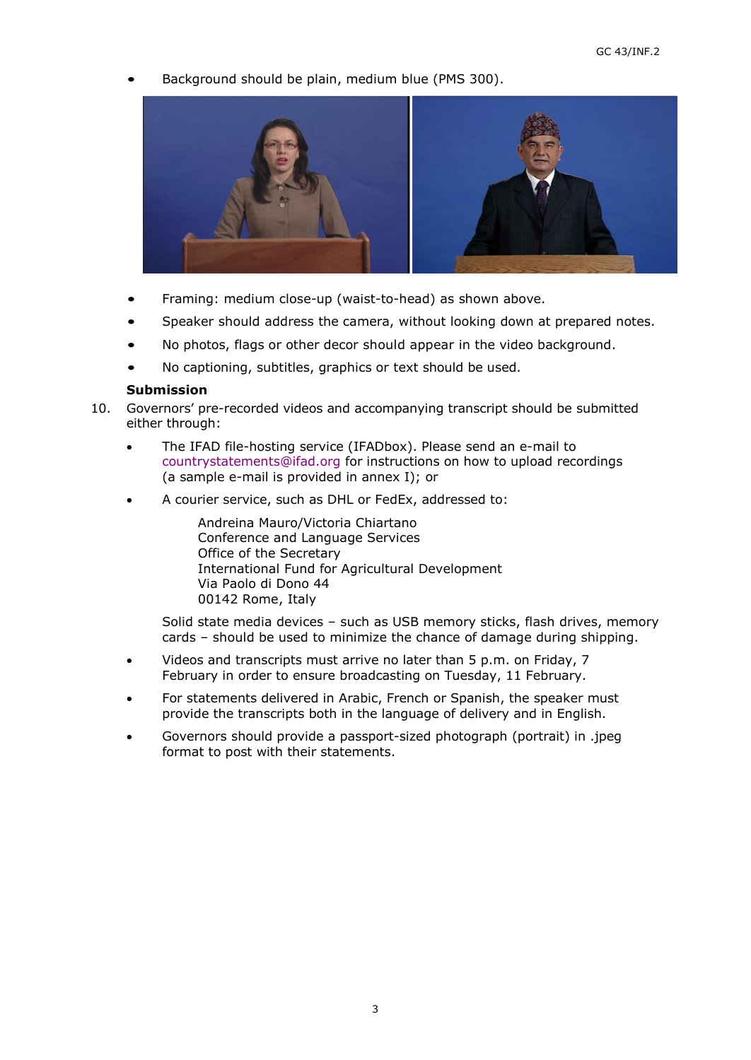- Background should be plain, medium blue (PMS 300).

- Framing: medium close-up (waist-to-head) as shown above.
- Speaker should address the camera, without looking down at prepared notes.
- No photos, flags or other decor should appear in the video background.
- No captioning, subtitles, graphics or text should be used.

**Submission**

10. Governors' pre-recorded videos and accompanying transcript should be submitted either through:

- The IFAD file-hosting service (IFADbox). Please send an e-mail to countrystatements@ifad.org for instructions on how to upload recordings (a sample e-mail is provided in annex I); or
- A courier service, such as DHL or FedEx, addressed to:

  Andreina Mauro/Victoria Chiartano
  Conference and Language Services
  Office of the Secretary
  International Fund for Agricultural Development
  Via Paolo di Dono 44
  00142 Rome, Italy

  Solid state media devices – such as USB memory sticks, flash drives, memory cards – should be used to minimize the chance of damage during shipping.

- Videos and transcripts must arrive no later than 5 p.m. on Friday, 7 February in order to ensure broadcasting on Tuesday, 11 February.
- For statements delivered in Arabic, French or Spanish, the speaker must provide the transcripts both in the language of delivery and in English.
- Governors should provide a passport-sized photograph (portrait) in .jpeg format to post with their statements.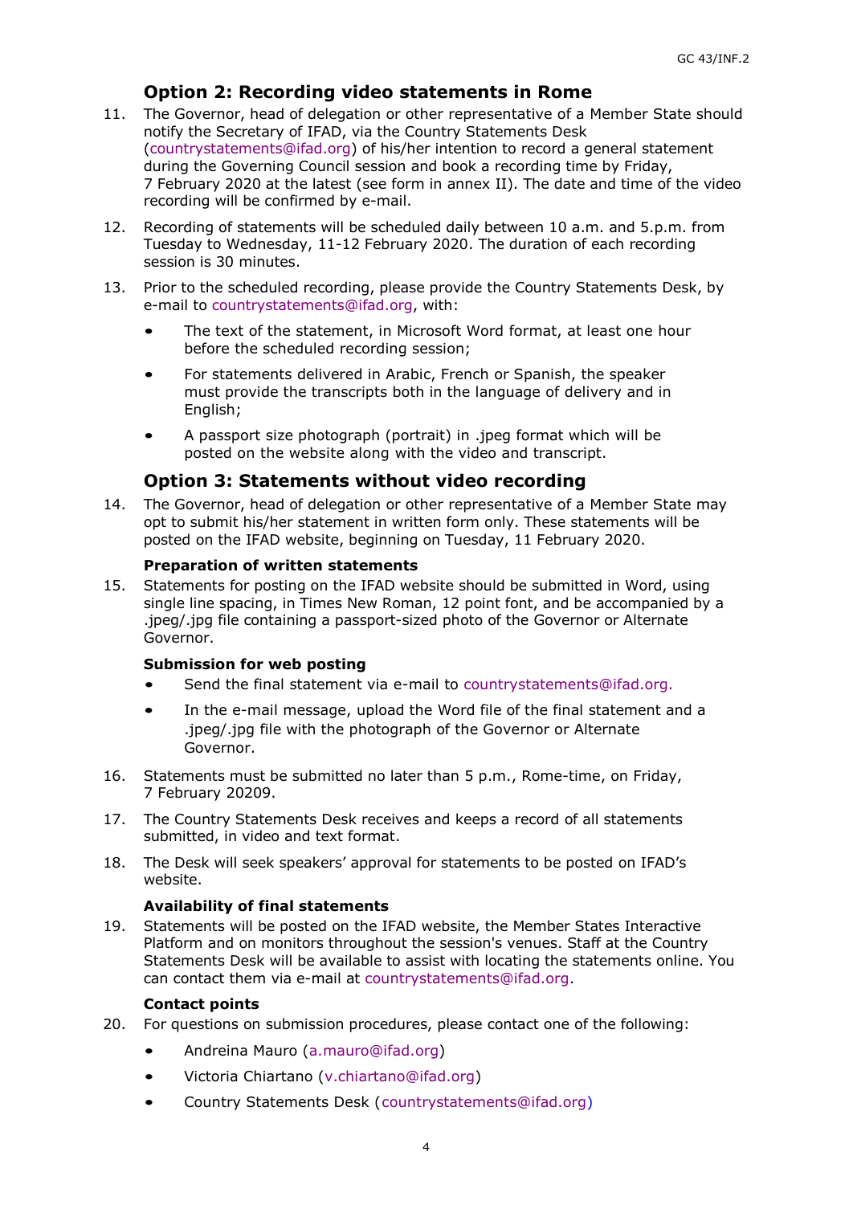## Option 2: Recording video statements in Rome

11. The Governor, head of delegation or other representative of a Member State should notify the Secretary of IFAD, via the Country Statements Desk (countrystatements@ifad.org) of his/her intention to record a general statement during the Governing Council session and book a recording time by Friday, 7 February 2020 at the latest (see form in annex II). The date and time of the video recording will be confirmed by e-mail.

12. Recording of statements will be scheduled daily between 10 a.m. and 5.p.m. from Tuesday to Wednesday, 11-12 February 2020. The duration of each recording session is 30 minutes.

13. Prior to the scheduled recording, please provide the Country Statements Desk, by e-mail to countrystatements@ifad.org, with:

    - The text of the statement, in Microsoft Word format, at least one hour before the scheduled recording session;
    - For statements delivered in Arabic, French or Spanish, the speaker must provide the transcripts both in the language of delivery and in English;
    - A passport size photograph (portrait) in .jpeg format which will be posted on the website along with the video and transcript.

## Option 3: Statements without video recording

14. The Governor, head of delegation or other representative of a Member State may opt to submit his/her statement in written form only. These statements will be posted on the IFAD website, beginning on Tuesday, 11 February 2020.

### Preparation of written statements

15. Statements for posting on the IFAD website should be submitted in Word, using single line spacing, in Times New Roman, 12 point font, and be accompanied by a .jpeg/.jpg file containing a passport-sized photo of the Governor or Alternate Governor.

### Submission for web posting

- Send the final statement via e-mail to countrystatements@ifad.org.
- In the e-mail message, upload the Word file of the final statement and a .jpeg/.jpg file with the photograph of the Governor or Alternate Governor.

16. Statements must be submitted no later than 5 p.m., Rome-time, on Friday, 7 February 20209.

17. The Country Statements Desk receives and keeps a record of all statements submitted, in video and text format.

18. The Desk will seek speakers' approval for statements to be posted on IFAD's website.

### Availability of final statements

19. Statements will be posted on the IFAD website, the Member States Interactive Platform and on monitors throughout the session's venues. Staff at the Country Statements Desk will be available to assist with locating the statements online. You can contact them via e-mail at countrystatements@ifad.org.

### Contact points

20. For questions on submission procedures, please contact one of the following:

    - Andreina Mauro (a.mauro@ifad.org)
    - Victoria Chiartano (v.chiartano@ifad.org)
    - Country Statements Desk (countrystatements@ifad.org)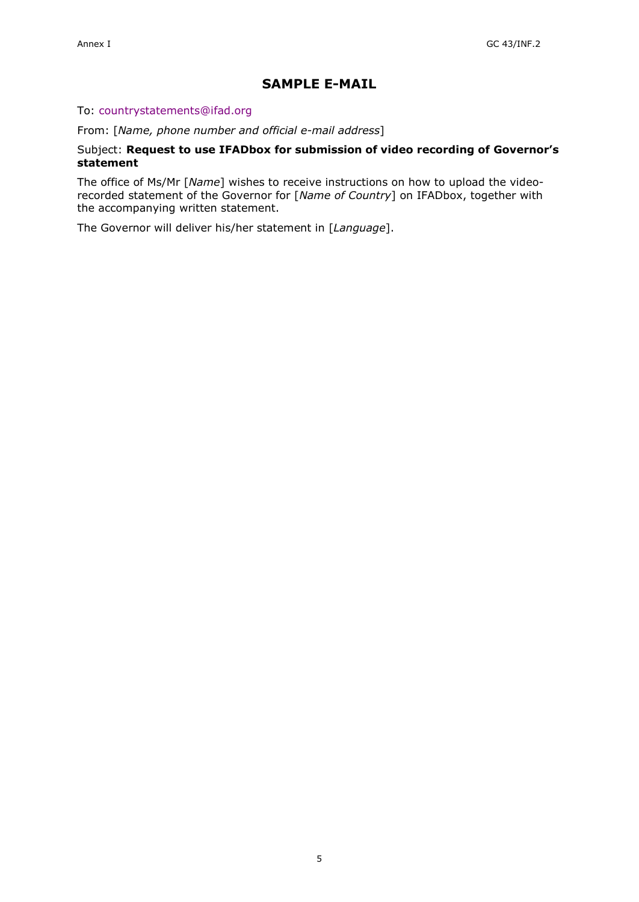# SAMPLE E-MAIL

To: countrystatements@ifad.org

From: [*Name, phone number and official e-mail address*]

Subject: **Request to use IFADbox for submission of video recording of Governor's statement**

The office of Ms/Mr [*Name*] wishes to receive instructions on how to upload the video-recorded statement of the Governor for [*Name of Country*] on IFADbox, together with the accompanying written statement.

The Governor will deliver his/her statement in [*Language*].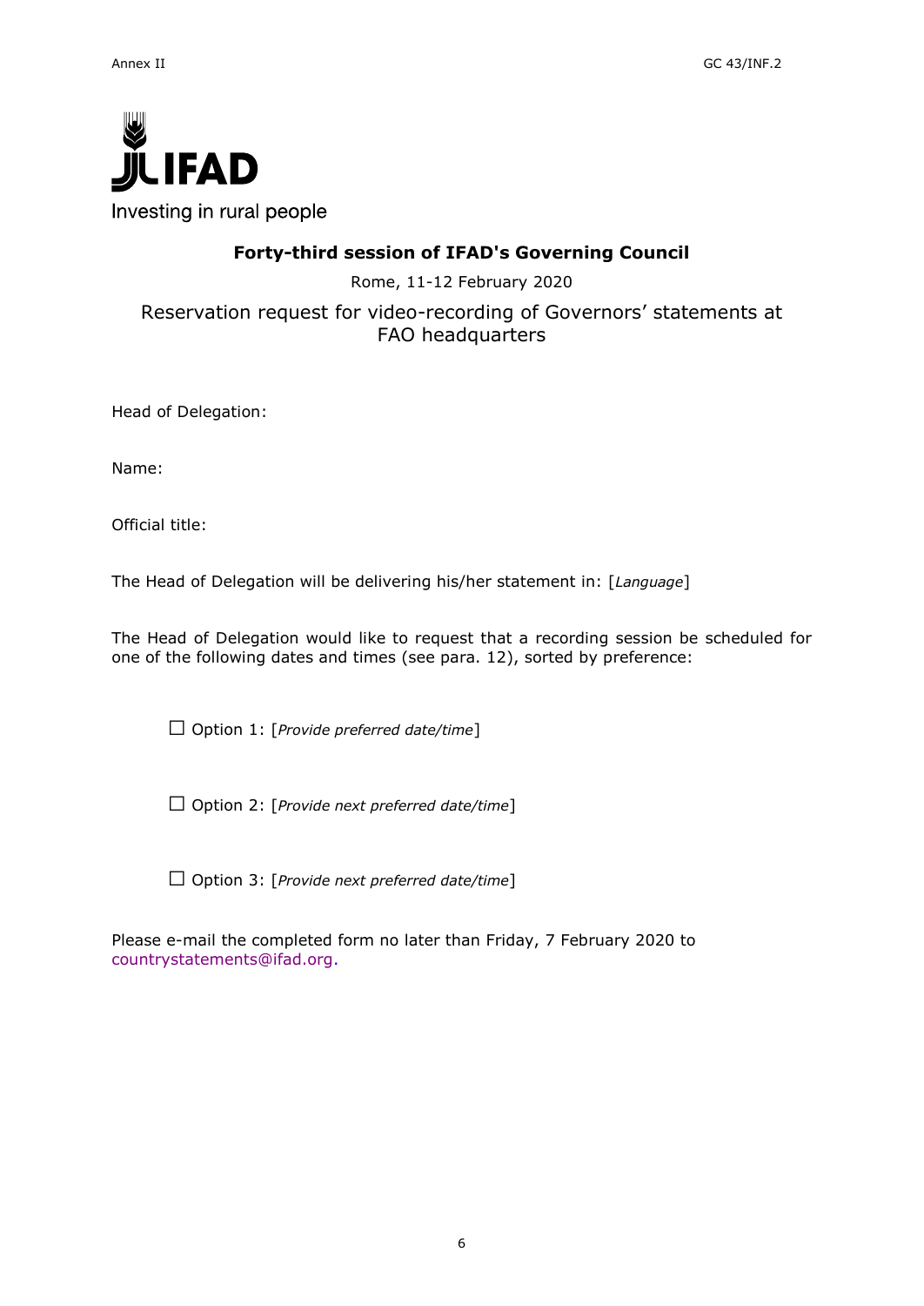IFAD

Investing in rural people

## Forty-third session of IFAD's Governing Council

Rome, 11-12 February 2020

### Reservation request for video-recording of Governors' statements at FAO headquarters

Head of Delegation:

Name:

Official title:

The Head of Delegation will be delivering his/her statement in: [*Language*]

The Head of Delegation would like to request that a recording session be scheduled for one of the following dates and times (see para. 12), sorted by preference:

☐ Option 1: [*Provide preferred date/time*]

☐ Option 2: [*Provide next preferred date/time*]

☐ Option 3: [*Provide next preferred date/time*]

Please e-mail the completed form no later than Friday, 7 February 2020 to countrystatements@ifad.org.